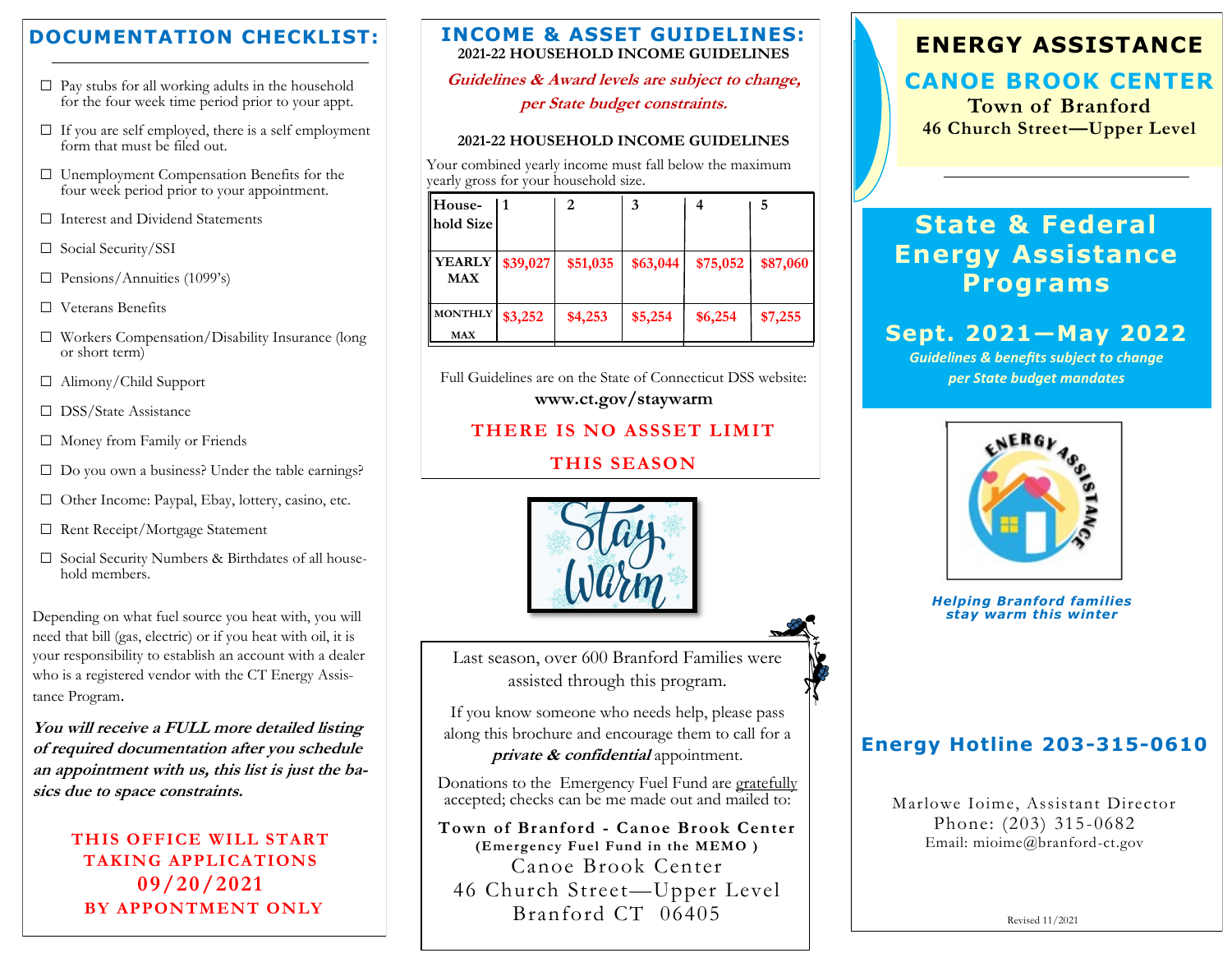## DOCUMENTATION CHECKLIST:

- ☐ Pay stubs for all working adults in the household for the four week time period prior to your appt.
- ☐ If you are self employed, there is a self employment form that must be filed out.
- ☐ Unemployment Compensation Benefits for the four week period prior to your appointment.
- ☐ Interest and Dividend Statements
- ☐ Social Security/SSI
- ☐ Pensions/Annuities (1099's)
- ☐ Veterans Benefits
- ☐ Workers Compensation/Disability Insurance (long or short term)
- ☐ Alimony/Child Support
- ☐ DSS/State Assistance
- ☐ Money from Family or Friends
- ☐ Do you own a business? Under the table earnings?
- ☐ Other Income: Paypal, Ebay, lottery, casino, etc.
- ☐ Rent Receipt/Mortgage Statement
- ☐ Social Security Numbers & Birthdates of all household members.

Depending on what fuel source you heat with, you will need that bill (gas, electric) or if you heat with oil, it is your responsibility to establish an account with a dealer who is a registered vendor with the CT Energy Assistance Program.

***You will receive a FULL more detailed listing of required documentation after you schedule an appointment with us, this list is just the basics due to space constraints.***

**THIS OFFICE WILL START TAKING APPLICATIONS 09/20/2021 BY APPONTMENT ONLY**

## INCOME & ASSET GUIDELINES:

**2021-22 HOUSEHOLD INCOME GUIDELINES**

***Guidelines & Award levels are subject to change, per State budget constraints.***

**2021-22 HOUSEHOLD INCOME GUIDELINES**

Your combined yearly income must fall below the maximum yearly gross for your household size.

| Household Size | 1 | 2 | 3 | 4 | 5 |
|---|---|---|---|---|---|
| **YEARLY MAX** | $39,027 | $51,035 | $63,044 | $75,052 | $87,060 |
| **MONTHLY MAX** | $3,252 | $4,253 | $5,254 | $6,254 | $7,255 |

Full Guidelines are on the State of Connecticut DSS website:
**www.ct.gov/staywarm**

**THERE IS NO ASSSET LIMIT THIS SEASON**

Last season, over 600 Branford Families were assisted through this program.

If you know someone who needs help, please pass along this brochure and encourage them to call for a ***private & confidential*** appointment.

Donations to the Emergency Fuel Fund are gratefully accepted; checks can be me made out and mailed to:

**Town of Branford - Canoe Brook Center**
**(Emergency Fuel Fund in the MEMO )**
Canoe Brook Center
46 Church Street—Upper Level
Branford CT 06405

# ENERGY ASSISTANCE

## CANOE BROOK CENTER

**Town of Branford**
**46 Church Street—Upper Level**

# State & Federal Energy Assistance Programs

## Sept. 2021—May 2022

*Guidelines & benefits subject to change per State budget mandates*

*Helping Branford families stay warm this winter*

**Energy Hotline 203-315-0610**

Marlowe Ioime, Assistant Director
Phone: (203) 315-0682
Email: mioime@branford-ct.gov

Revised 11/2021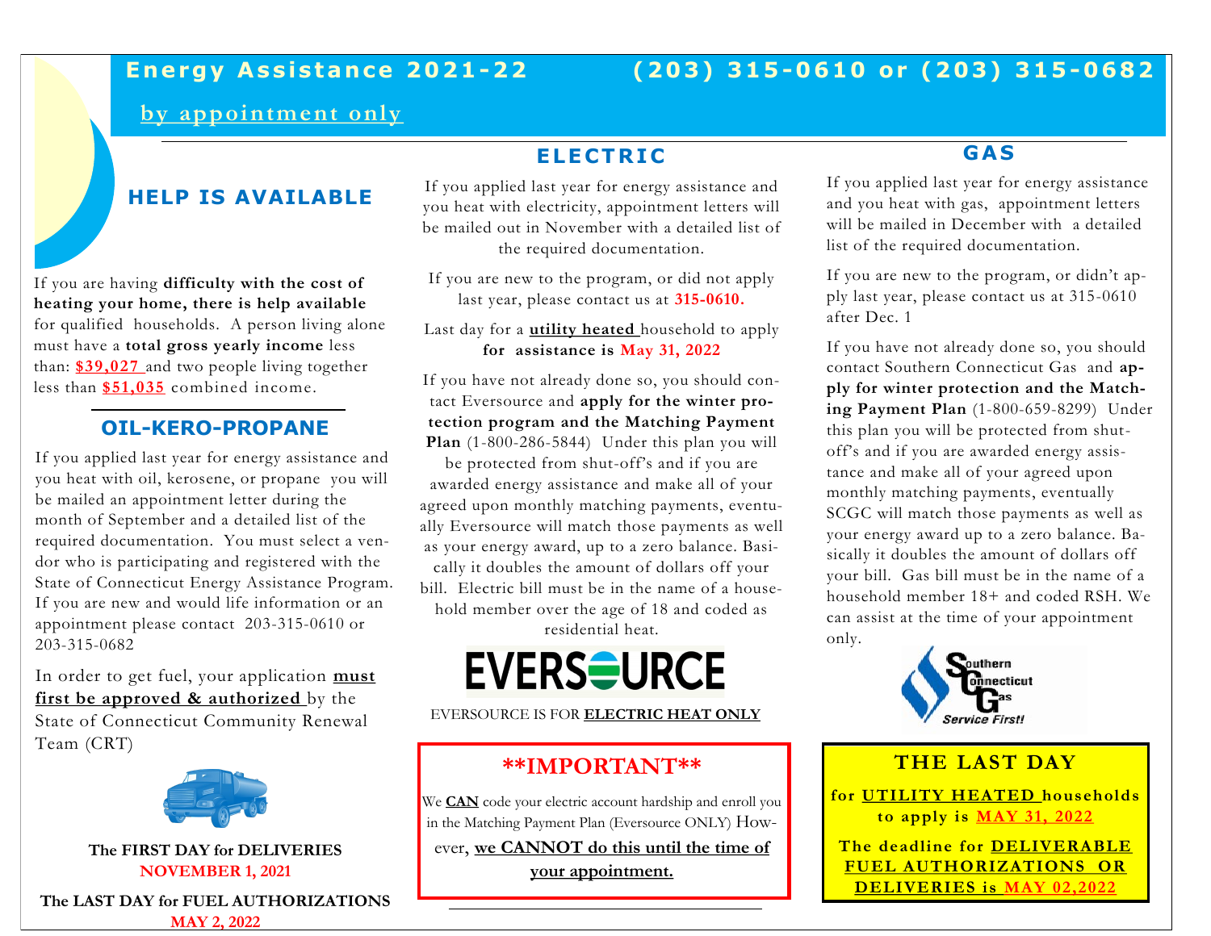# Energy Assistance 2021-22 (203) 315-0610 or (203) 315-0682

by appointment only

## HELP IS AVAILABLE

If you are having **difficulty with the cost of heating your home, there is help available** for qualified households. A person living alone must have a **total gross yearly income** less than: **$39,027** and two people living together less than **$51,035** combined income.

## OIL-KERO-PROPANE

If you applied last year for energy assistance and you heat with oil, kerosene, or propane you will be mailed an appointment letter during the month of September and a detailed list of the required documentation. You must select a vendor who is participating and registered with the State of Connecticut Energy Assistance Program. If you are new and would life information or an appointment please contact 203-315-0610 or 203-315-0682

In order to get fuel, your application **must first be approved & authorized** by the State of Connecticut Community Renewal Team (CRT)

**The FIRST DAY for DELIVERIES**
**NOVEMBER 1, 2021**

**The LAST DAY for FUEL AUTHORIZATIONS**
**MAY 2, 2022**

## ELECTRIC

If you applied last year for energy assistance and you heat with electricity, appointment letters will be mailed out in November with a detailed list of the required documentation.

If you are new to the program, or did not apply last year, please contact us at **315-0610.**

Last day for a **utility heated** household to apply **for assistance is May 31, 2022**

If you have not already done so, you should contact Eversource and **apply for the winter protection program and the Matching Payment Plan** (1-800-286-5844) Under this plan you will be protected from shut-off's and if you are awarded energy assistance and make all of your agreed upon monthly matching payments, eventually Eversource will match those payments as well as your energy award, up to a zero balance. Basically it doubles the amount of dollars off your bill. Electric bill must be in the name of a household member over the age of 18 and coded as residential heat.

EVERSOURCE

EVERSOURCE IS FOR **ELECTRIC HEAT ONLY**

### **IMPORTANT**

We **CAN** code your electric account hardship and enroll you in the Matching Payment Plan (Eversource ONLY) However, **we CANNOT do this until the time of your appointment.**

## GAS

If you applied last year for energy assistance and you heat with gas, appointment letters will be mailed in December with a detailed list of the required documentation.

If you are new to the program, or didn't apply last year, please contact us at 315-0610 after Dec. 1

If you have not already done so, you should contact Southern Connecticut Gas and **apply for winter protection and the Matching Payment Plan** (1-800-659-8299) Under this plan you will be protected from shut-off's and if you are awarded energy assistance and make all of your agreed upon monthly matching payments, eventually SCGC will match those payments as well as your energy award up to a zero balance. Basically it doubles the amount of dollars off your bill. Gas bill must be in the name of a household member 18+ and coded RSH. We can assist at the time of your appointment only.

Southern Connecticut Gas — Service First!

### THE LAST DAY

**for UTILITY HEATED households to apply is MAY 31, 2022**

**The deadline for DELIVERABLE FUEL AUTHORIZATIONS OR DELIVERIES is MAY 02,2022**